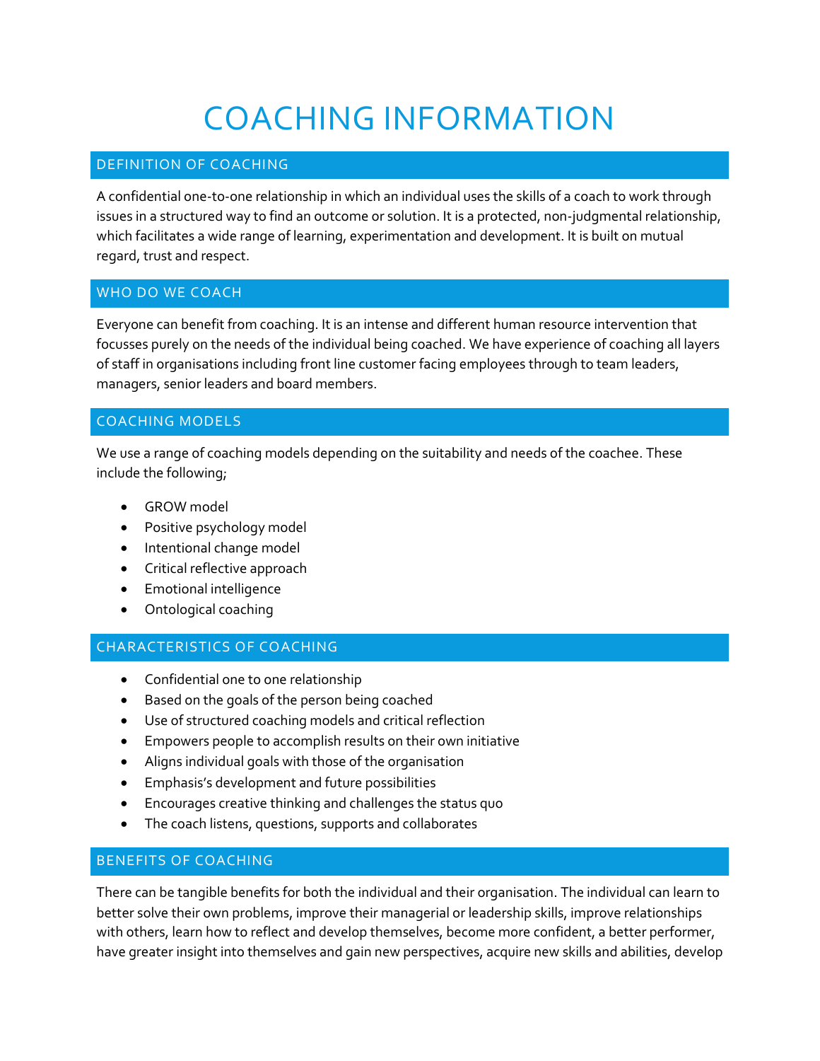# COACHING INFORMATION

## DEFINITION OF COACHING

A confidential one-to-one relationship in which an individual uses the skills of a coach to work through issues in a structured way to find an outcome or solution. It is a protected, non-judgmental relationship, which facilitates a wide range of learning, experimentation and development. It is built on mutual regard, trust and respect.

## WHO DO WE COACH

Everyone can benefit from coaching. It is an intense and different human resource intervention that focusses purely on the needs of the individual being coached. We have experience of coaching all layers of staff in organisations including front line customer facing employees through to team leaders, managers, senior leaders and board members.

## COACHING MODELS

We use a range of coaching models depending on the suitability and needs of the coachee. These include the following;

- GROW model
- Positive psychology model
- Intentional change model
- Critical reflective approach
- Emotional intelligence
- Ontological coaching

## CHARACTERISTICS OF COACHING

- Confidential one to one relationship
- Based on the goals of the person being coached
- Use of structured coaching models and critical reflection
- Empowers people to accomplish results on their own initiative
- Aligns individual goals with those of the organisation
- Emphasis's development and future possibilities
- Encourages creative thinking and challenges the status quo
- The coach listens, questions, supports and collaborates

## BENEFITS OF COACHING

There can be tangible benefits for both the individual and their organisation. The individual can learn to better solve their own problems, improve their managerial or leadership skills, improve relationships with others, learn how to reflect and develop themselves, become more confident, a better performer, have greater insight into themselves and gain new perspectives, acquire new skills and abilities, develop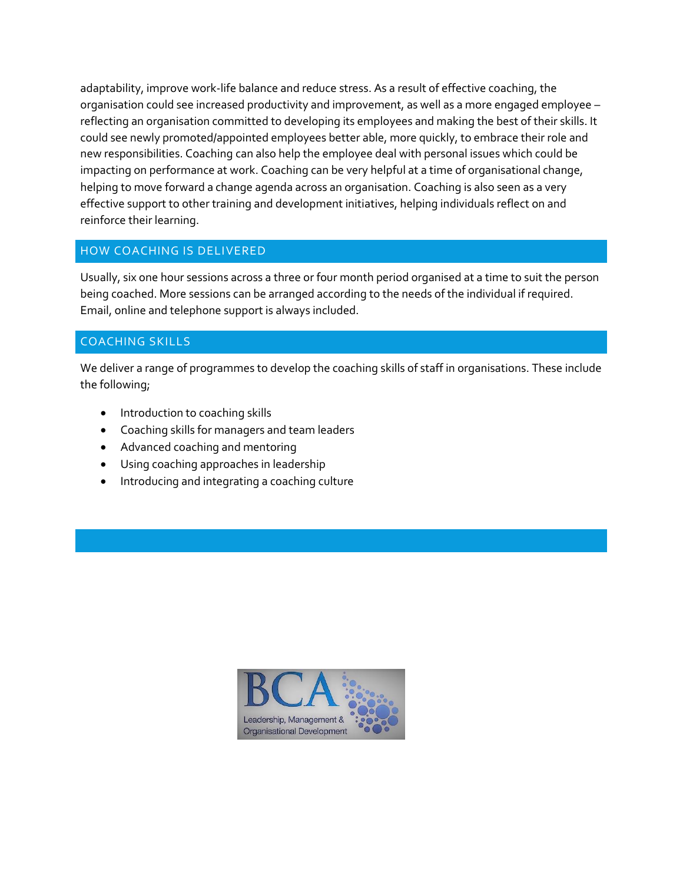adaptability, improve work-life balance and reduce stress. As a result of effective coaching, the organisation could see increased productivity and improvement, as well as a more engaged employee – reflecting an organisation committed to developing its employees and making the best of their skills. It could see newly promoted/appointed employees better able, more quickly, to embrace their role and new responsibilities. Coaching can also help the employee deal with personal issues which could be impacting on performance at work. Coaching can be very helpful at a time of organisational change, helping to move forward a change agenda across an organisation. Coaching is also seen as a very effective support to other training and development initiatives, helping individuals reflect on and reinforce their learning.

## HOW COACHING IS DELIVERED

Usually, six one hour sessions across a three or four month period organised at a time to suit the person being coached. More sessions can be arranged according to the needs of the individual if required. Email, online and telephone support is always included.

## COACHING SKILLS

We deliver a range of programmes to develop the coaching skills of staff in organisations. These include the following;

- Introduction to coaching skills
- Coaching skills for managers and team leaders
- Advanced coaching and mentoring
- Using coaching approaches in leadership
- Introducing and integrating a coaching culture

BCA

Leadership, Management & Organisational Development